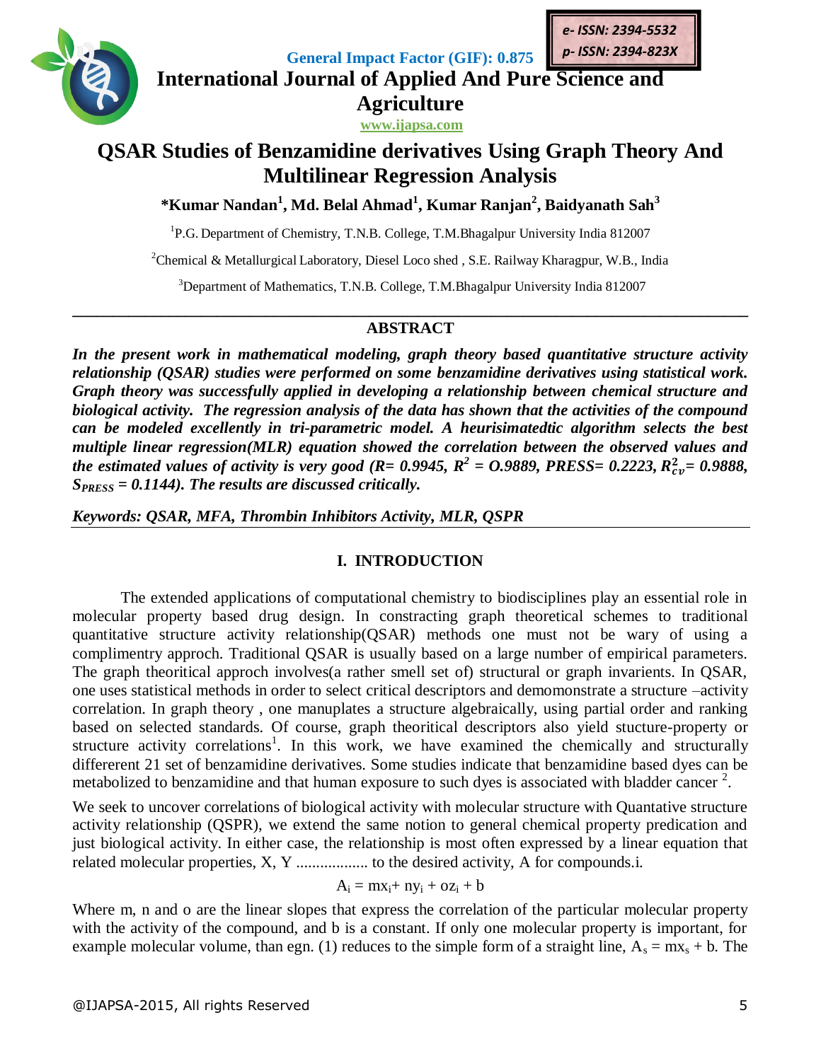e- ISSN: 2394-5532
p- ISSN: 2394-823X

General Impact Factor (GIF): 0.875

**International Journal of Applied And Pure Science and Agriculture**

www.ijapsa.com

# QSAR Studies of Benzamidine derivatives Using Graph Theory And Multilinear Regression Analysis

**\*Kumar Nandan[1], Md. Belal Ahmad[1], Kumar Ranjan[2], Baidyanath Sah[3]**

[1]P.G. Department of Chemistry, T.N.B. College, T.M.Bhagalpur University India 812007

[2]Chemical & Metallurgical Laboratory, Diesel Loco shed , S.E. Railway Kharagpur, W.B., India

[3]Department of Mathematics, T.N.B. College, T.M.Bhagalpur University India 812007

## ABSTRACT

***In the present work in mathematical modeling, graph theory based quantitative structure activity relationship (QSAR) studies were performed on some benzamidine derivatives using statistical work. Graph theory was successfully applied in developing a relationship between chemical structure and biological activity. The regression analysis of the data has shown that the activities of the compound can be modeled excellently in tri-parametric model. A heurisimatedtic algorithm selects the best multiple linear regression(MLR) equation showed the correlation between the observed values and the estimated values of activity is very good (R= 0.9945, $R^2$ = O.9889, PRESS= 0.2223, $R^2_{cv}$= 0.9888, $S_{PRESS}$ = 0.1144). The results are discussed critically.***

***Keywords: QSAR, MFA, Thrombin Inhibitors Activity, MLR, QSPR***

## I. INTRODUCTION

The extended applications of computational chemistry to biodisciplines play an essential role in molecular property based drug design. In constracting graph theoretical schemes to traditional quantitative structure activity relationship(QSAR) methods one must not be wary of using a complimentry approch. Traditional QSAR is usually based on a large number of empirical parameters. The graph theoritical approch involves(a rather smell set of) structural or graph invarients. In QSAR, one uses statistical methods in order to select critical descriptors and demomonstrate a structure –activity correlation. In graph theory , one manuplates a structure algebraically, using partial order and ranking based on selected standards. Of course, graph theoritical descriptors also yield stucture-property or structure activity correlations[1]. In this work, we have examined the chemically and structurally differerent 21 set of benzamidine derivatives. Some studies indicate that benzamidine based dyes can be metabolized to benzamidine and that human exposure to such dyes is associated with bladder cancer [2].

We seek to uncover correlations of biological activity with molecular structure with Quantative structure activity relationship (QSPR), we extend the same notion to general chemical property predication and just biological activity. In either case, the relationship is most often expressed by a linear equation that related molecular properties, X, Y .................. to the desired activity, A for compounds.i.

$$A_i = mx_i + ny_i + oz_i + b$$

Where m, n and o are the linear slopes that express the correlation of the particular molecular property with the activity of the compound, and b is a constant. If only one molecular property is important, for example molecular volume, than egn. (1) reduces to the simple form of a straight line, $A_s = mx_s + b$. The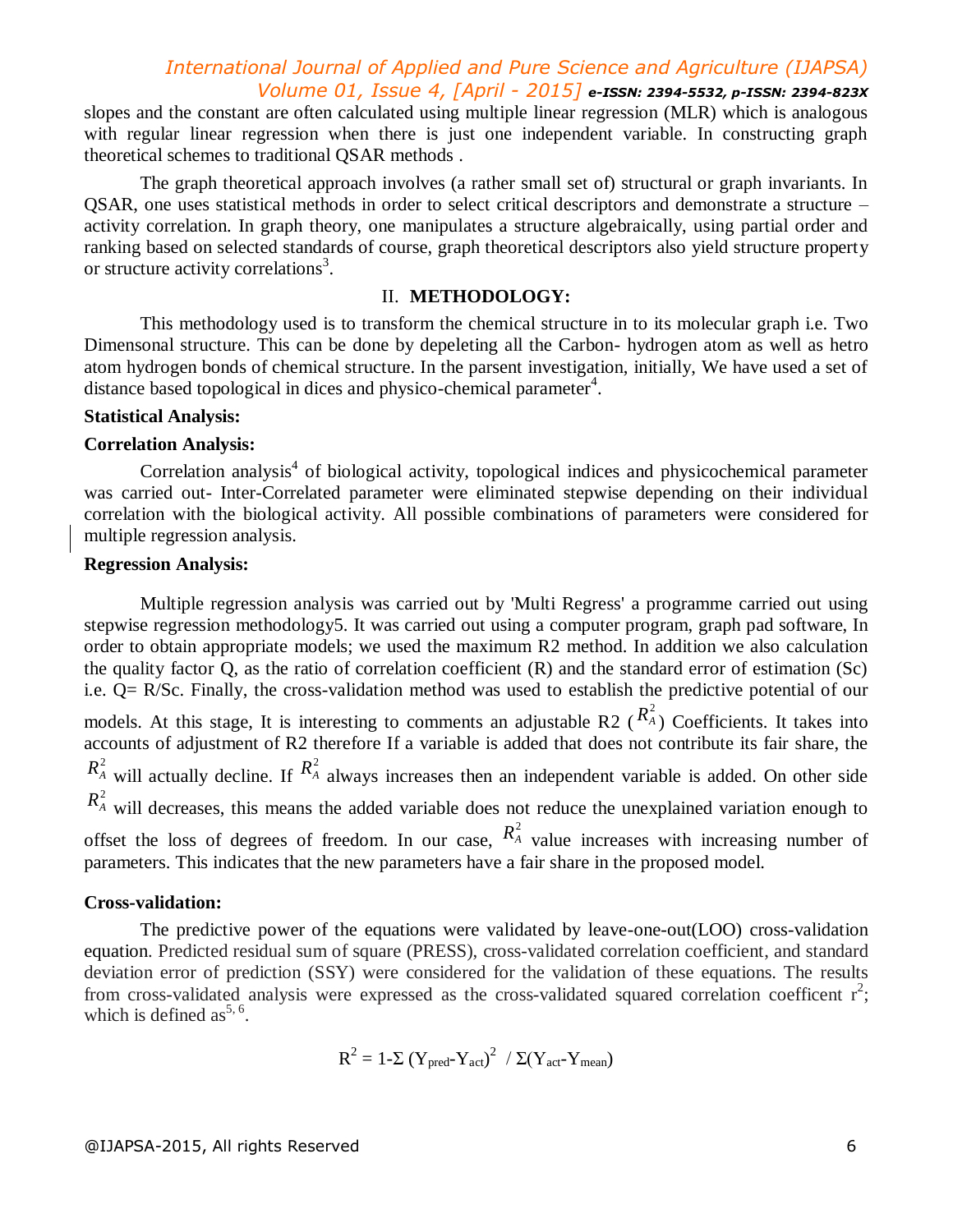slopes and the constant are often calculated using multiple linear regression (MLR) which is analogous with regular linear regression when there is just one independent variable. In constructing graph theoretical schemes to traditional QSAR methods .

The graph theoretical approach involves (a rather small set of) structural or graph invariants. In QSAR, one uses statistical methods in order to select critical descriptors and demonstrate a structure – activity correlation. In graph theory, one manipulates a structure algebraically, using partial order and ranking based on selected standards of course, graph theoretical descriptors also yield structure property or structure activity correlations[3].

## II. METHODOLOGY:

This methodology used is to transform the chemical structure in to its molecular graph i.e. Two Dimensonal structure. This can be done by depeleting all the Carbon- hydrogen atom as well as hetro atom hydrogen bonds of chemical structure. In the parsent investigation, initially, We have used a set of distance based topological in dices and physico-chemical parameter[4].

**Statistical Analysis:**

**Correlation Analysis:**

Correlation analysis[4] of biological activity, topological indices and physicochemical parameter was carried out- Inter-Correlated parameter were eliminated stepwise depending on their individual correlation with the biological activity. All possible combinations of parameters were considered for multiple regression analysis.

**Regression Analysis:**

Multiple regression analysis was carried out by 'Multi Regress' a programme carried out using stepwise regression methodology5. It was carried out using a computer program, graph pad software, In order to obtain appropriate models; we used the maximum R2 method. In addition we also calculation the quality factor Q, as the ratio of correlation coefficient (R) and the standard error of estimation (Sc) i.e. Q= R/Sc. Finally, the cross-validation method was used to establish the predictive potential of our models. At this stage, It is interesting to comments an adjustable R2 ($R_A^2$) Coefficients. It takes into accounts of adjustment of R2 therefore If a variable is added that does not contribute its fair share, the $R_A^2$ will actually decline. If $R_A^2$ always increases then an independent variable is added. On other side $R_A^2$ will decreases, this means the added variable does not reduce the unexplained variation enough to offset the loss of degrees of freedom. In our case, $R_A^2$ value increases with increasing number of parameters. This indicates that the new parameters have a fair share in the proposed model.

**Cross-validation:**

The predictive power of the equations were validated by leave-one-out(LOO) cross-validation equation. Predicted residual sum of square (PRESS), cross-validated correlation coefficient, and standard deviation error of prediction (SSY) were considered for the validation of these equations. The results from cross-validated analysis were expressed as the cross-validated squared correlation coefficent $r^2$; which is defined as[5, 6].

$$R^2 = 1\text{-}\Sigma\,(Y_{pred}\text{-}Y_{act})^2 \;/\; \Sigma(Y_{act}\text{-}Y_{mean})$$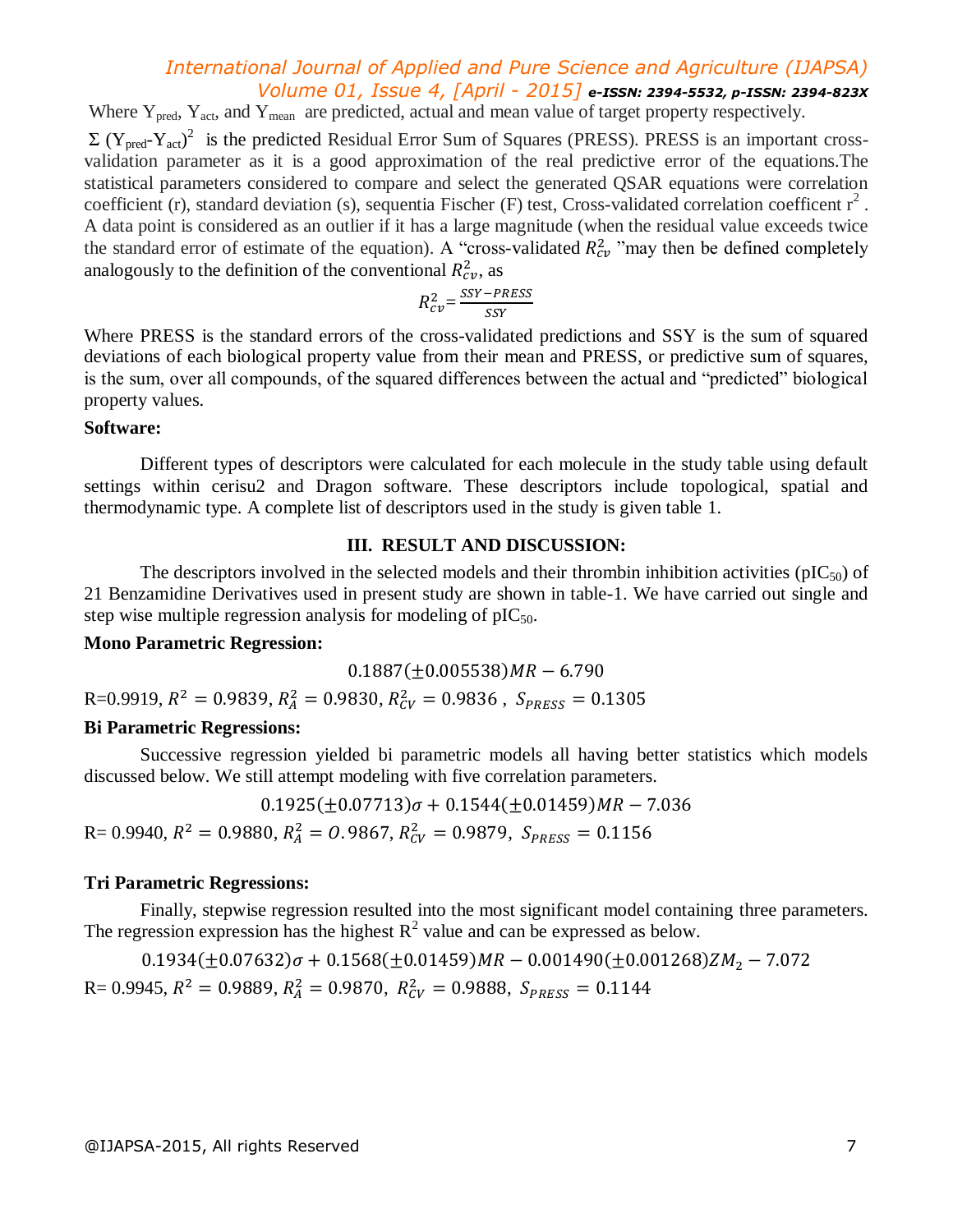Where $Y_{pred}$, $Y_{act}$, and $Y_{mean}$ are predicted, actual and mean value of target property respectively.

$\Sigma (Y_{pred}-Y_{act})^2$ is the predicted Residual Error Sum of Squares (PRESS). PRESS is an important cross-validation parameter as it is a good approximation of the real predictive error of the equations.The statistical parameters considered to compare and select the generated QSAR equations were correlation coefficient (r), standard deviation (s), sequentia Fischer (F) test, Cross-validated correlation coefficent $r^2$. A data point is considered as an outlier if it has a large magnitude (when the residual value exceeds twice the standard error of estimate of the equation). A "cross-validated $R_{cv}^2$ "may then be defined completely analogously to the definition of the conventional $R_{cv}^2$, as

$$R_{cv}^2 = \frac{SSY - PRESS}{SSY}$$

Where PRESS is the standard errors of the cross-validated predictions and SSY is the sum of squared deviations of each biological property value from their mean and PRESS, or predictive sum of squares, is the sum, over all compounds, of the squared differences between the actual and "predicted" biological property values.

**Software:**

Different types of descriptors were calculated for each molecule in the study table using default settings within cerisu2 and Dragon software. These descriptors include topological, spatial and thermodynamic type. A complete list of descriptors used in the study is given table 1.

## III. RESULT AND DISCUSSION:

The descriptors involved in the selected models and their thrombin inhibition activities ($pIC_{50}$) of 21 Benzamidine Derivatives used in present study are shown in table-1. We have carried out single and step wise multiple regression analysis for modeling of $pIC_{50}$.

**Mono Parametric Regression:**

$$0.1887(\pm 0.005538)MR - 6.790$$

R=0.9919, $R^2 = 0.9839$, $R_A^2 = 0.9830$, $R_{CV}^2 = 0.9836$ , $S_{PRESS} = 0.1305$

**Bi Parametric Regressions:**

Successive regression yielded bi parametric models all having better statistics which models discussed below. We still attempt modeling with five correlation parameters.

$$0.1925(\pm 0.07713)\sigma + 0.1544(\pm 0.01459)MR - 7.036$$

R= 0.9940, $R^2 = 0.9880$, $R_A^2 = O.9867$, $R_{CV}^2 = 0.9879$, $S_{PRESS} = 0.1156$

**Tri Parametric Regressions:**

Finally, stepwise regression resulted into the most significant model containing three parameters. The regression expression has the highest $R^2$ value and can be expressed as below.

$$0.1934(\pm 0.07632)\sigma + 0.1568(\pm 0.01459)MR - 0.001490(\pm 0.001268)ZM_2 - 7.072$$

R= 0.9945, $R^2 = 0.9889$, $R_A^2 = 0.9870$, $R_{CV}^2 = 0.9888$, $S_{PRESS} = 0.1144$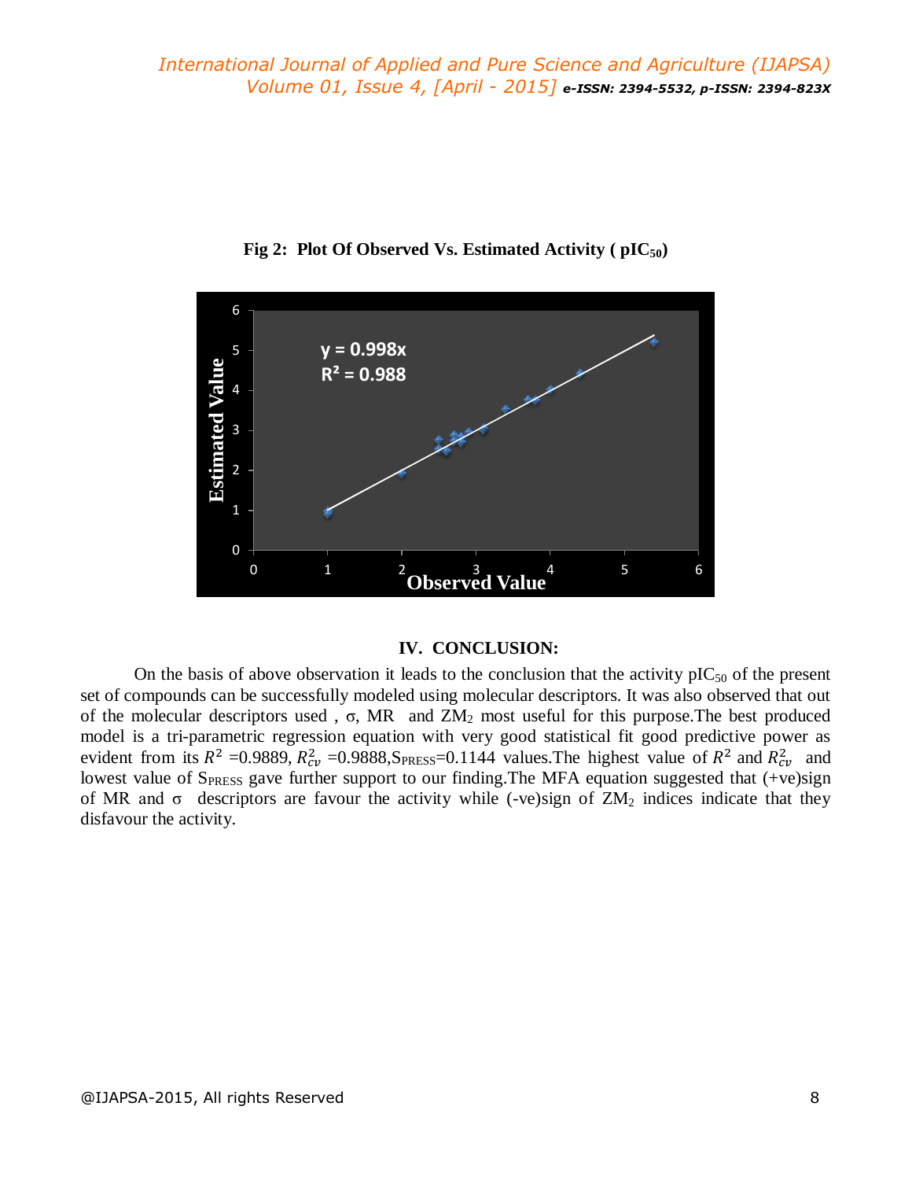**Fig 2: Plot Of Observed Vs. Estimated Activity ( $pIC_{50}$)**

## IV. CONCLUSION:

On the basis of above observation it leads to the conclusion that the activity $pIC_{50}$ of the present set of compounds can be successfully modeled using molecular descriptors. It was also observed that out of the molecular descriptors used , σ, MR and $ZM_2$ most useful for this purpose.The best produced model is a tri-parametric regression equation with very good statistical fit good predictive power as evident from its $R^2$ =0.9889, $R^2_{cv}$ =0.9888,$S_{PRESS}$=0.1144 values.The highest value of $R^2$ and $R^2_{cv}$ and lowest value of $S_{PRESS}$ gave further support to our finding.The MFA equation suggested that (+ve)sign of MR and σ descriptors are favour the activity while (-ve)sign of $ZM_2$ indices indicate that they disfavour the activity.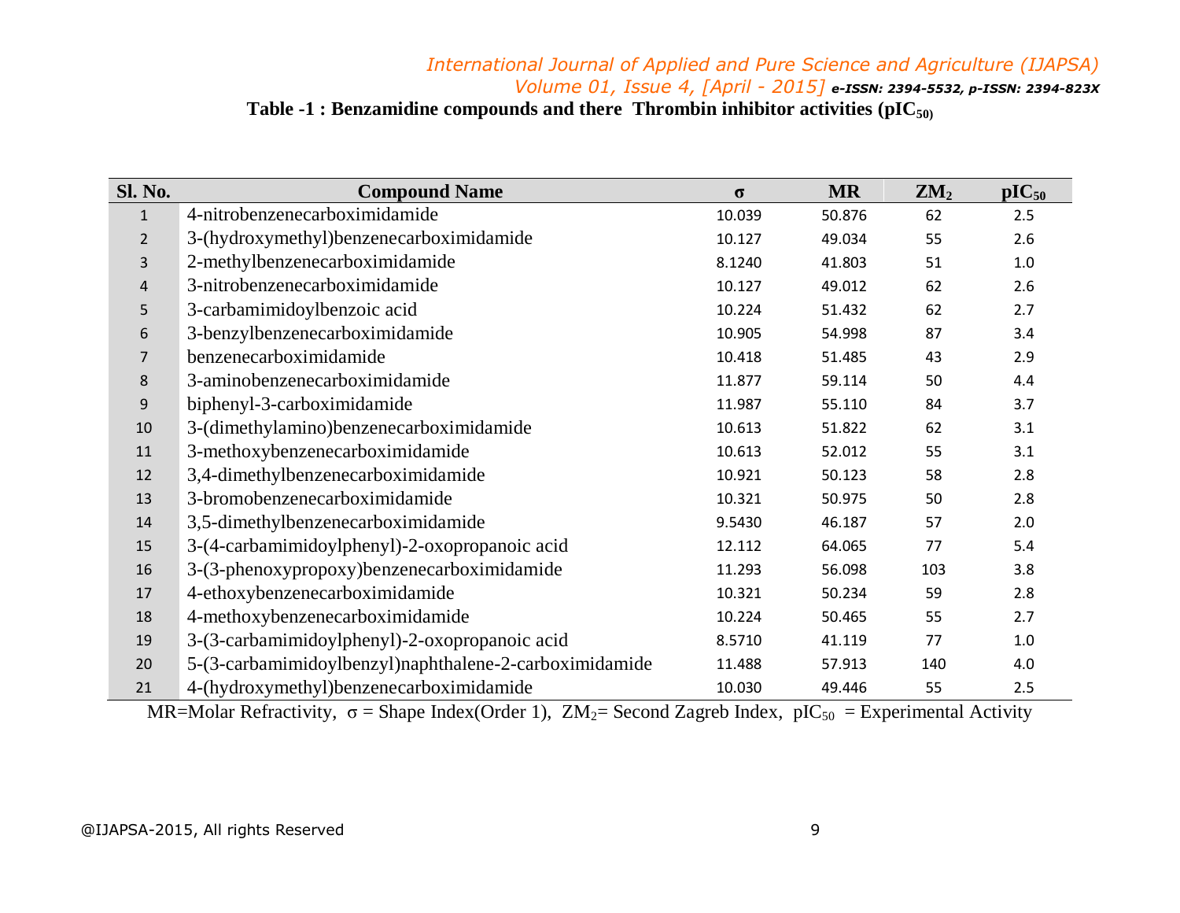**Table -1 : Benzamidine compounds and there Thrombin inhibitor activities ($pIC_{50}$)**

| Sl. No. | Compound Name | σ | MR | $ZM_2$ | $pIC_{50}$ |
|---|---|---|---|---|---|
| 1 | 4-nitrobenzenecarboximidamide | 10.039 | 50.876 | 62 | 2.5 |
| 2 | 3-(hydroxymethyl)benzenecarboximidamide | 10.127 | 49.034 | 55 | 2.6 |
| 3 | 2-methylbenzenecarboximidamide | 8.1240 | 41.803 | 51 | 1.0 |
| 4 | 3-nitrobenzenecarboximidamide | 10.127 | 49.012 | 62 | 2.6 |
| 5 | 3-carbamimidoylbenzoic acid | 10.224 | 51.432 | 62 | 2.7 |
| 6 | 3-benzylbenzenecarboximidamide | 10.905 | 54.998 | 87 | 3.4 |
| 7 | benzenecarboximidamide | 10.418 | 51.485 | 43 | 2.9 |
| 8 | 3-aminobenzenecarboximidamide | 11.877 | 59.114 | 50 | 4.4 |
| 9 | biphenyl-3-carboximidamide | 11.987 | 55.110 | 84 | 3.7 |
| 10 | 3-(dimethylamino)benzenecarboximidamide | 10.613 | 51.822 | 62 | 3.1 |
| 11 | 3-methoxybenzenecarboximidamide | 10.613 | 52.012 | 55 | 3.1 |
| 12 | 3,4-dimethylbenzenecarboximidamide | 10.921 | 50.123 | 58 | 2.8 |
| 13 | 3-bromobenzenecarboximidamide | 10.321 | 50.975 | 50 | 2.8 |
| 14 | 3,5-dimethylbenzenecarboximidamide | 9.5430 | 46.187 | 57 | 2.0 |
| 15 | 3-(4-carbamimidoylphenyl)-2-oxopropanoic acid | 12.112 | 64.065 | 77 | 5.4 |
| 16 | 3-(3-phenoxypropoxy)benzenecarboximidamide | 11.293 | 56.098 | 103 | 3.8 |
| 17 | 4-ethoxybenzenecarboximidamide | 10.321 | 50.234 | 59 | 2.8 |
| 18 | 4-methoxybenzenecarboximidamide | 10.224 | 50.465 | 55 | 2.7 |
| 19 | 3-(3-carbamimidoylphenyl)-2-oxopropanoic acid | 8.5710 | 41.119 | 77 | 1.0 |
| 20 | 5-(3-carbamimidoylbenzyl)naphthalene-2-carboximidamide | 11.488 | 57.913 | 140 | 4.0 |
| 21 | 4-(hydroxymethyl)benzenecarboximidamide | 10.030 | 49.446 | 55 | 2.5 |

MR=Molar Refractivity, σ = Shape Index(Order 1), $ZM_2$= Second Zagreb Index, $pIC_{50}$ = Experimental Activity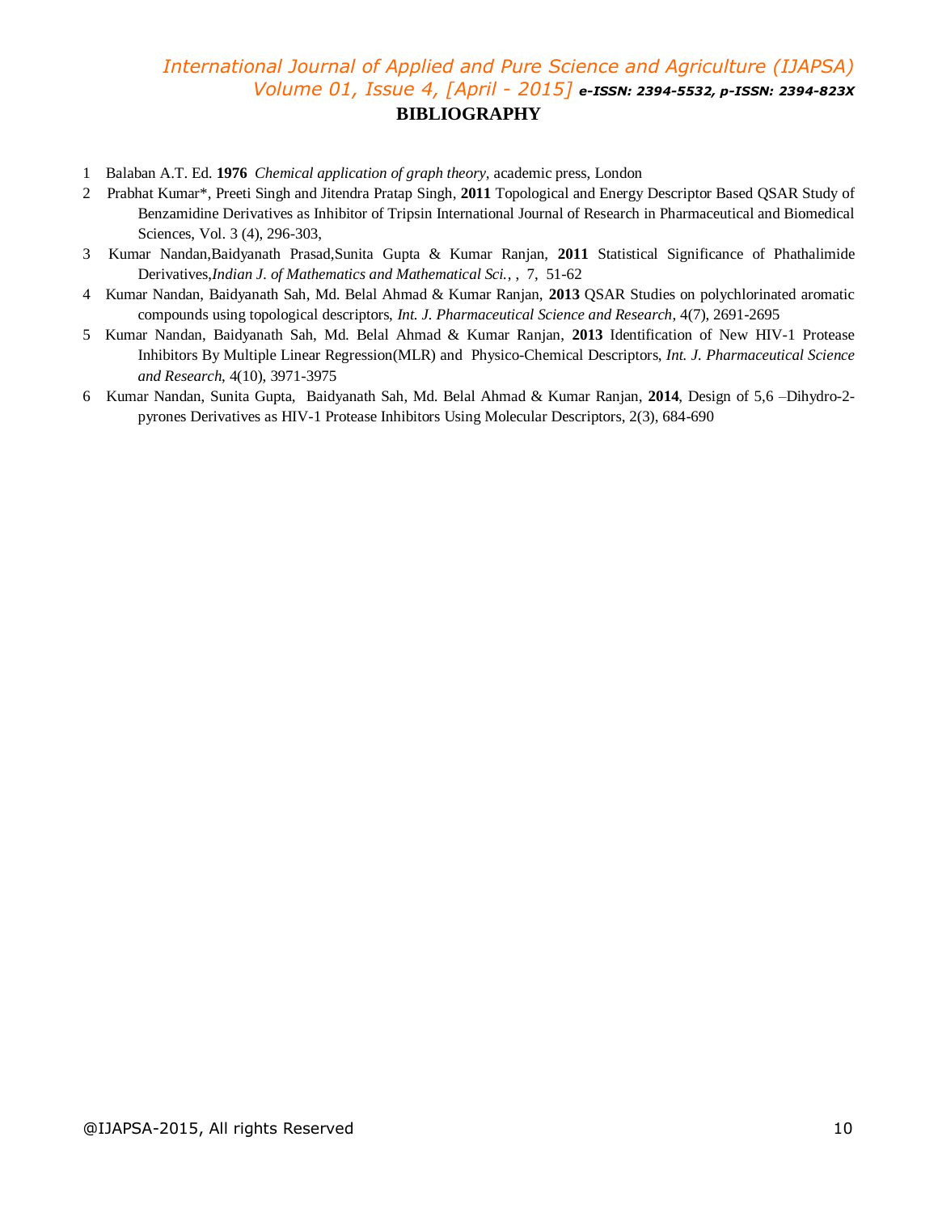## BIBLIOGRAPHY

1. Balaban A.T. Ed. **1976** *Chemical application of graph theory*, academic press, London
2. Prabhat Kumar*, Preeti Singh and Jitendra Pratap Singh, **2011** Topological and Energy Descriptor Based QSAR Study of Benzamidine Derivatives as Inhibitor of Tripsin International Journal of Research in Pharmaceutical and Biomedical Sciences, Vol. 3 (4), 296-303,
3. Kumar Nandan,Baidyanath Prasad,Sunita Gupta & Kumar Ranjan, **2011** Statistical Significance of Phathalimide Derivatives,*Indian J. of Mathematics and Mathematical Sci.*, , 7, 51-62
4. Kumar Nandan, Baidyanath Sah, Md. Belal Ahmad & Kumar Ranjan, **2013** QSAR Studies on polychlorinated aromatic compounds using topological descriptors, *Int. J. Pharmaceutical Science and Research*, 4(7), 2691-2695
5. Kumar Nandan, Baidyanath Sah, Md. Belal Ahmad & Kumar Ranjan, **2013** Identification of New HIV-1 Protease Inhibitors By Multiple Linear Regression(MLR) and Physico-Chemical Descriptors, *Int. J. Pharmaceutical Science and Research*, 4(10), 3971-3975
6. Kumar Nandan, Sunita Gupta, Baidyanath Sah, Md. Belal Ahmad & Kumar Ranjan, **2014**, Design of 5,6 –Dihydro-2-pyrones Derivatives as HIV-1 Protease Inhibitors Using Molecular Descriptors, 2(3), 684-690